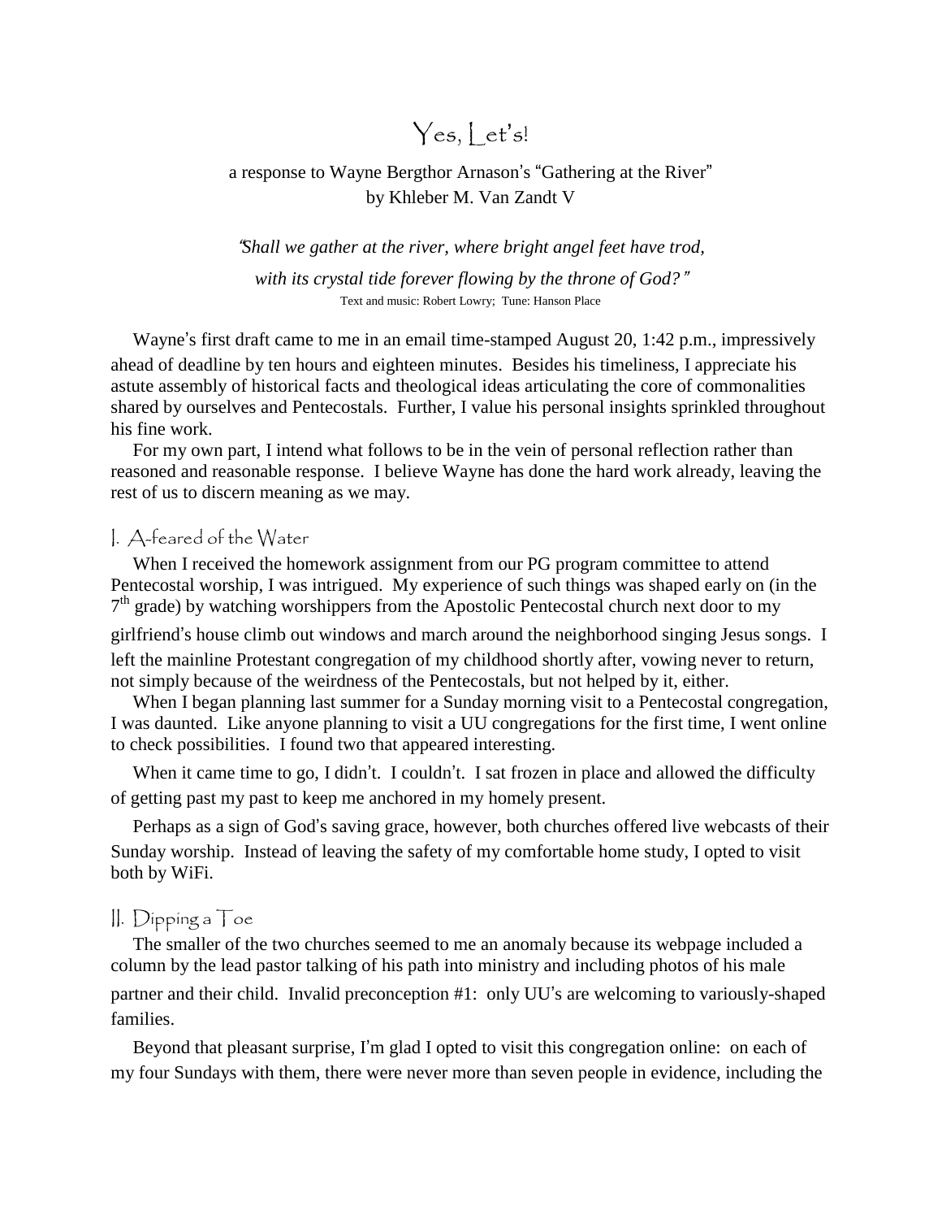# Yes, Let's!

a response to Wayne Bergthor Arnason's "Gathering at the River"
by Khleber M. Van Zandt V

*"Shall we gather at the river, where bright angel feet have trod,*

*with its crystal tide forever flowing by the throne of God?"*

Text and music: Robert Lowry; Tune: Hanson Place

Wayne's first draft came to me in an email time-stamped August 20, 1:42 p.m., impressively ahead of deadline by ten hours and eighteen minutes. Besides his timeliness, I appreciate his astute assembly of historical facts and theological ideas articulating the core of commonalities shared by ourselves and Pentecostals. Further, I value his personal insights sprinkled throughout his fine work.

For my own part, I intend what follows to be in the vein of personal reflection rather than reasoned and reasonable response. I believe Wayne has done the hard work already, leaving the rest of us to discern meaning as we may.

## I. A-feared of the Water

When I received the homework assignment from our PG program committee to attend Pentecostal worship, I was intrigued. My experience of such things was shaped early on (in the 7th grade) by watching worshippers from the Apostolic Pentecostal church next door to my girlfriend's house climb out windows and march around the neighborhood singing Jesus songs. I left the mainline Protestant congregation of my childhood shortly after, vowing never to return, not simply because of the weirdness of the Pentecostals, but not helped by it, either.

When I began planning last summer for a Sunday morning visit to a Pentecostal congregation, I was daunted. Like anyone planning to visit a UU congregations for the first time, I went online to check possibilities. I found two that appeared interesting.

When it came time to go, I didn't. I couldn't. I sat frozen in place and allowed the difficulty of getting past my past to keep me anchored in my homely present.

Perhaps as a sign of God's saving grace, however, both churches offered live webcasts of their Sunday worship. Instead of leaving the safety of my comfortable home study, I opted to visit both by WiFi.

## II. Dipping a Toe

The smaller of the two churches seemed to me an anomaly because its webpage included a column by the lead pastor talking of his path into ministry and including photos of his male partner and their child. Invalid preconception #1: only UU's are welcoming to variously-shaped families.

Beyond that pleasant surprise, I'm glad I opted to visit this congregation online: on each of my four Sundays with them, there were never more than seven people in evidence, including the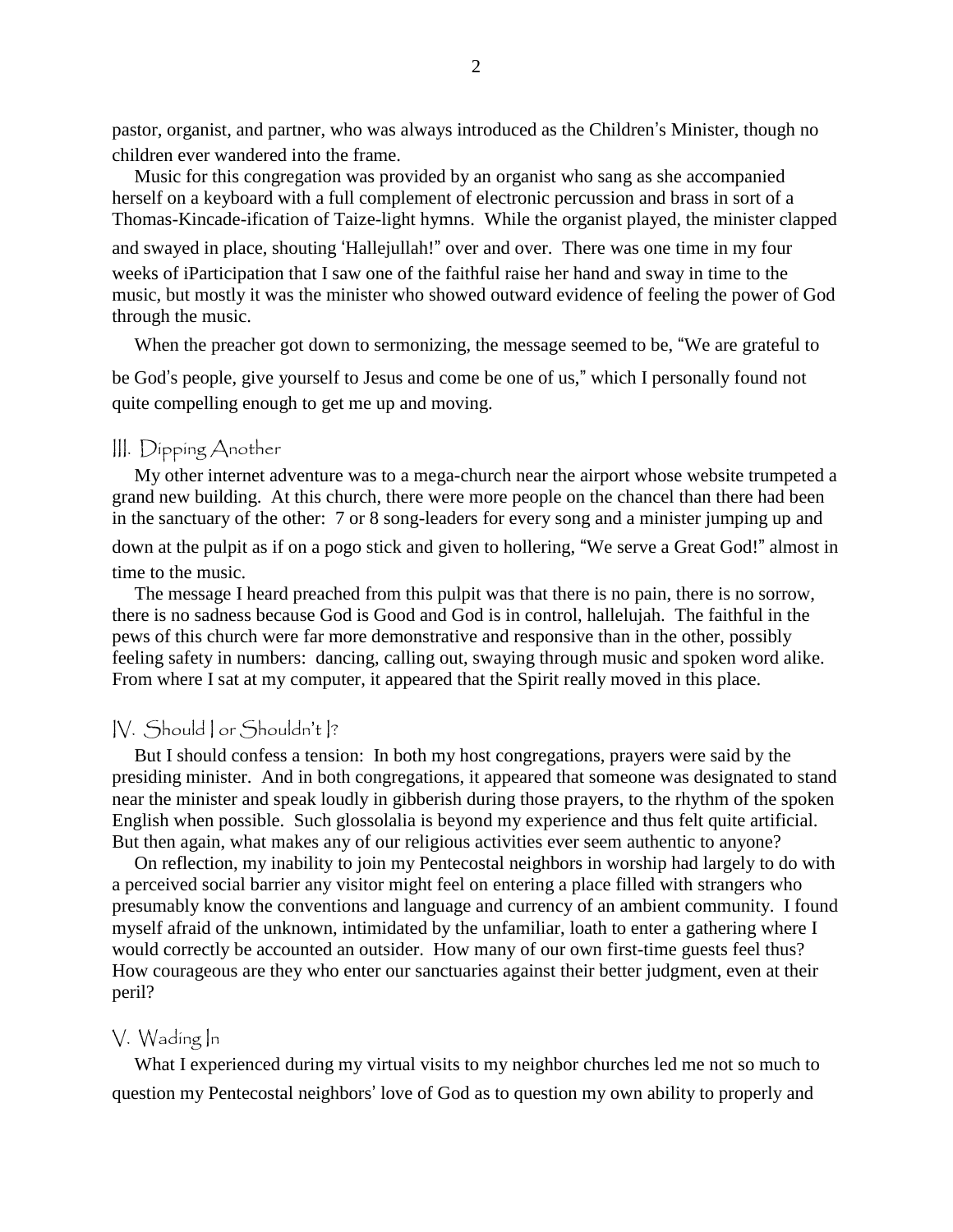pastor, organist, and partner, who was always introduced as the Children's Minister, though no children ever wandered into the frame.

Music for this congregation was provided by an organist who sang as she accompanied herself on a keyboard with a full complement of electronic percussion and brass in sort of a Thomas-Kincade-ification of Taize-light hymns. While the organist played, the minister clapped and swayed in place, shouting 'Hallejullah!" over and over. There was one time in my four weeks of iParticipation that I saw one of the faithful raise her hand and sway in time to the music, but mostly it was the minister who showed outward evidence of feeling the power of God through the music.

When the preacher got down to sermonizing, the message seemed to be, "We are grateful to be God's people, give yourself to Jesus and come be one of us," which I personally found not quite compelling enough to get me up and moving.

## III. Dipping Another

My other internet adventure was to a mega-church near the airport whose website trumpeted a grand new building. At this church, there were more people on the chancel than there had been in the sanctuary of the other: 7 or 8 song-leaders for every song and a minister jumping up and down at the pulpit as if on a pogo stick and given to hollering, "We serve a Great God!" almost in time to the music.

The message I heard preached from this pulpit was that there is no pain, there is no sorrow, there is no sadness because God is Good and God is in control, hallelujah. The faithful in the pews of this church were far more demonstrative and responsive than in the other, possibly feeling safety in numbers: dancing, calling out, swaying through music and spoken word alike. From where I sat at my computer, it appeared that the Spirit really moved in this place.

## IV. Should I or Shouldn't I?

But I should confess a tension: In both my host congregations, prayers were said by the presiding minister. And in both congregations, it appeared that someone was designated to stand near the minister and speak loudly in gibberish during those prayers, to the rhythm of the spoken English when possible. Such glossolalia is beyond my experience and thus felt quite artificial. But then again, what makes any of our religious activities ever seem authentic to anyone?

On reflection, my inability to join my Pentecostal neighbors in worship had largely to do with a perceived social barrier any visitor might feel on entering a place filled with strangers who presumably know the conventions and language and currency of an ambient community. I found myself afraid of the unknown, intimidated by the unfamiliar, loath to enter a gathering where I would correctly be accounted an outsider. How many of our own first-time guests feel thus? How courageous are they who enter our sanctuaries against their better judgment, even at their peril?

## V. Wading In

What I experienced during my virtual visits to my neighbor churches led me not so much to question my Pentecostal neighbors' love of God as to question my own ability to properly and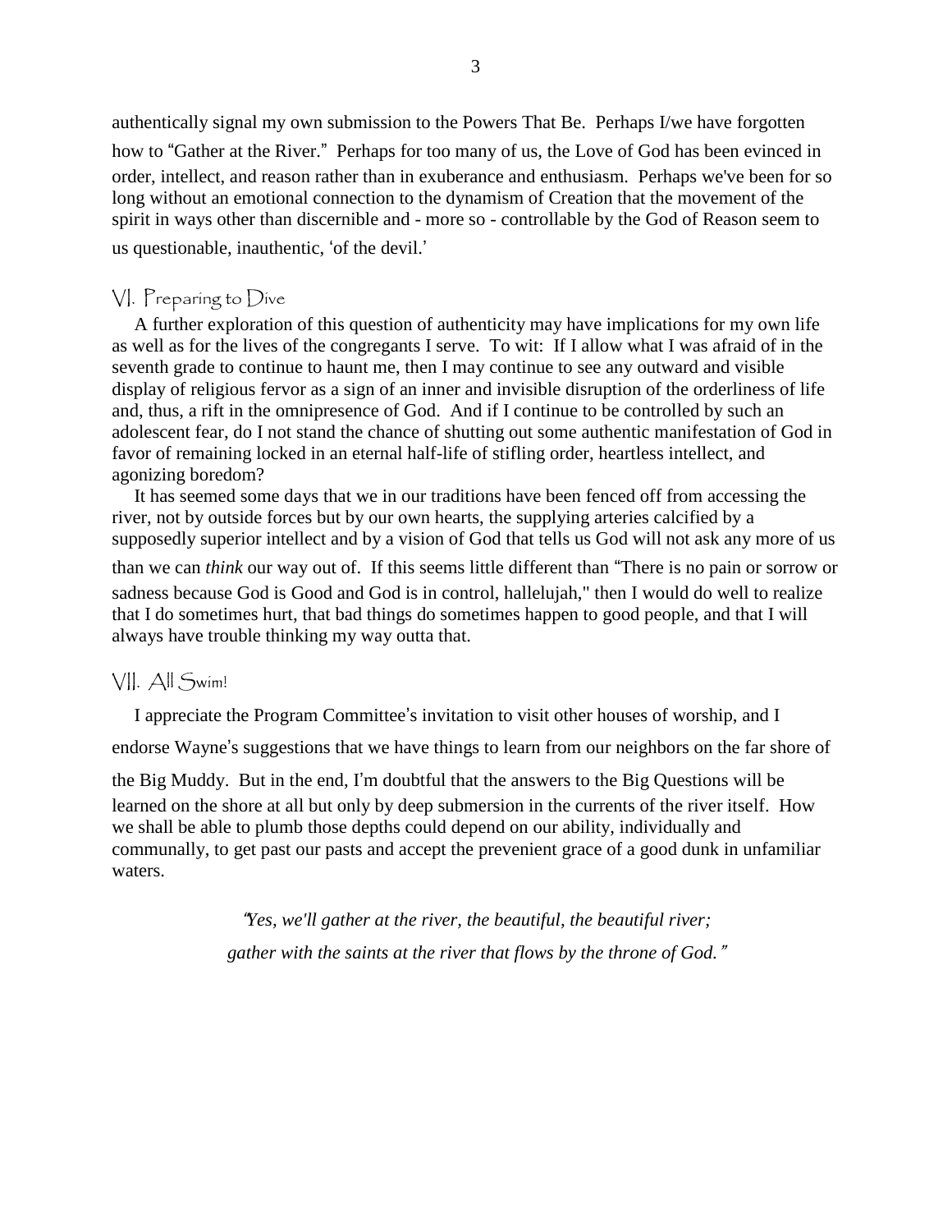authentically signal my own submission to the Powers That Be. Perhaps I/we have forgotten how to "Gather at the River." Perhaps for too many of us, the Love of God has been evinced in order, intellect, and reason rather than in exuberance and enthusiasm. Perhaps we've been for so long without an emotional connection to the dynamism of Creation that the movement of the spirit in ways other than discernible and - more so - controllable by the God of Reason seem to us questionable, inauthentic, 'of the devil.'

## VI. Preparing to Dive

A further exploration of this question of authenticity may have implications for my own life as well as for the lives of the congregants I serve. To wit: If I allow what I was afraid of in the seventh grade to continue to haunt me, then I may continue to see any outward and visible display of religious fervor as a sign of an inner and invisible disruption of the orderliness of life and, thus, a rift in the omnipresence of God. And if I continue to be controlled by such an adolescent fear, do I not stand the chance of shutting out some authentic manifestation of God in favor of remaining locked in an eternal half-life of stifling order, heartless intellect, and agonizing boredom?

It has seemed some days that we in our traditions have been fenced off from accessing the river, not by outside forces but by our own hearts, the supplying arteries calcified by a supposedly superior intellect and by a vision of God that tells us God will not ask any more of us than we can *think* our way out of. If this seems little different than "There is no pain or sorrow or sadness because God is Good and God is in control, hallelujah," then I would do well to realize that I do sometimes hurt, that bad things do sometimes happen to good people, and that I will always have trouble thinking my way outta that.

## VII. All Swim!

I appreciate the Program Committee's invitation to visit other houses of worship, and I endorse Wayne's suggestions that we have things to learn from our neighbors on the far shore of the Big Muddy. But in the end, I'm doubtful that the answers to the Big Questions will be learned on the shore at all but only by deep submersion in the currents of the river itself. How we shall be able to plumb those depths could depend on our ability, individually and communally, to get past our pasts and accept the prevenient grace of a good dunk in unfamiliar waters.

*"Yes, we'll gather at the river, the beautiful, the beautiful river;*
*gather with the saints at the river that flows by the throne of God."*